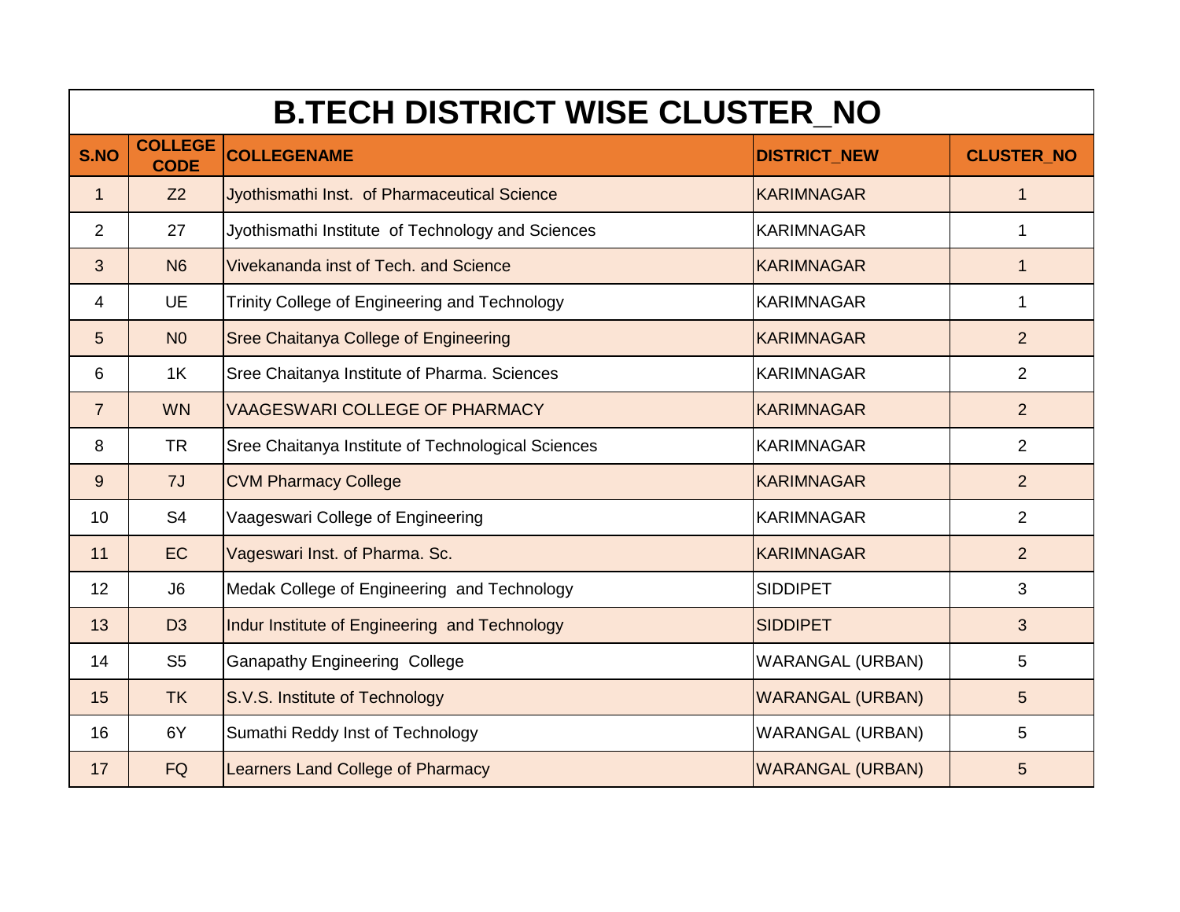# B.TECH DISTRICT WISE CLUSTER_NO

| S.NO | COLLEGE CODE | COLLEGENAME | DISTRICT_NEW | CLUSTER_NO |
|---|---|---|---|---|
| 1 | Z2 | Jyothismathi Inst.  of Pharmaceutical Science | KARIMNAGAR | 1 |
| 2 | 27 | Jyothismathi Institute  of Technology and Sciences | KARIMNAGAR | 1 |
| 3 | N6 | Vivekananda inst of Tech. and Science | KARIMNAGAR | 1 |
| 4 | UE | Trinity College of Engineering and Technology | KARIMNAGAR | 1 |
| 5 | N0 | Sree Chaitanya College of Engineering | KARIMNAGAR | 2 |
| 6 | 1K | Sree Chaitanya Institute of Pharma. Sciences | KARIMNAGAR | 2 |
| 7 | WN | VAAGESWARI COLLEGE OF PHARMACY | KARIMNAGAR | 2 |
| 8 | TR | Sree Chaitanya Institute of Technological Sciences | KARIMNAGAR | 2 |
| 9 | 7J | CVM Pharmacy College | KARIMNAGAR | 2 |
| 10 | S4 | Vaageswari College of Engineering | KARIMNAGAR | 2 |
| 11 | EC | Vageswari Inst. of Pharma. Sc. | KARIMNAGAR | 2 |
| 12 | J6 | Medak College of Engineering  and Technology | SIDDIPET | 3 |
| 13 | D3 | Indur Institute of Engineering  and Technology | SIDDIPET | 3 |
| 14 | S5 | Ganapathy Engineering  College | WARANGAL (URBAN) | 5 |
| 15 | TK | S.V.S. Institute of Technology | WARANGAL (URBAN) | 5 |
| 16 | 6Y | Sumathi Reddy Inst of Technology | WARANGAL (URBAN) | 5 |
| 17 | FQ | Learners Land College of Pharmacy | WARANGAL (URBAN) | 5 |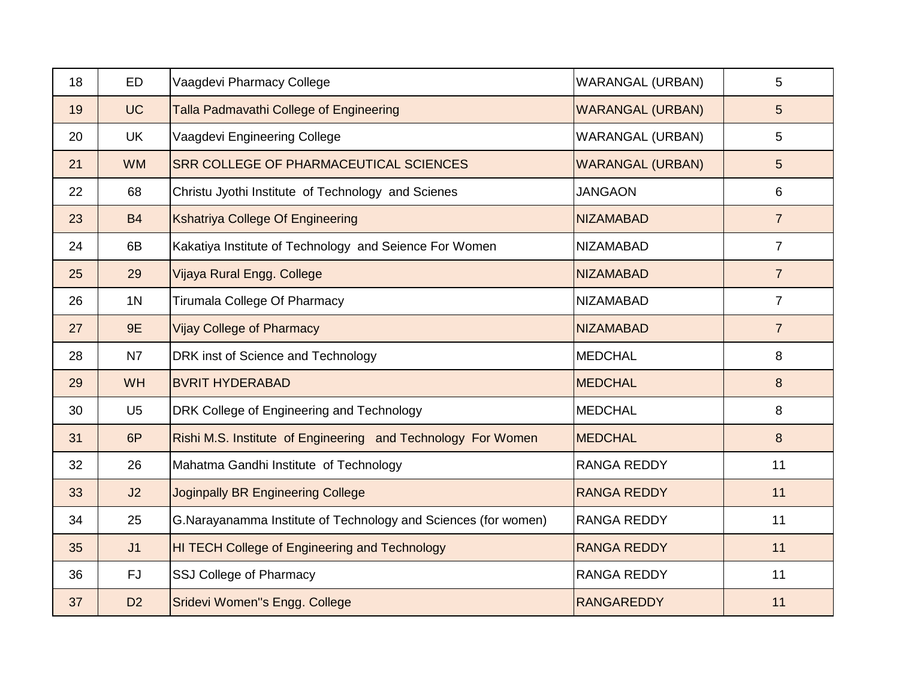| 18 | ED | Vaagdevi Pharmacy College | WARANGAL (URBAN) | 5 |
|---|---|---|---|---|
| 19 | UC | Talla Padmavathi College of Engineering | WARANGAL (URBAN) | 5 |
| 20 | UK | Vaagdevi Engineering College | WARANGAL (URBAN) | 5 |
| 21 | WM | SRR COLLEGE OF PHARMACEUTICAL SCIENCES | WARANGAL (URBAN) | 5 |
| 22 | 68 | Christu Jyothi Institute of Technology and Scienes | JANGAON | 6 |
| 23 | B4 | Kshatriya College Of Engineering | NIZAMABAD | 7 |
| 24 | 6B | Kakatiya Institute of Technology and Seience For Women | NIZAMABAD | 7 |
| 25 | 29 | Vijaya Rural Engg. College | NIZAMABAD | 7 |
| 26 | 1N | Tirumala College Of Pharmacy | NIZAMABAD | 7 |
| 27 | 9E | Vijay College of Pharmacy | NIZAMABAD | 7 |
| 28 | N7 | DRK inst of Science and Technology | MEDCHAL | 8 |
| 29 | WH | BVRIT HYDERABAD | MEDCHAL | 8 |
| 30 | U5 | DRK College of Engineering and Technology | MEDCHAL | 8 |
| 31 | 6P | Rishi M.S. Institute of Engineering and Technology For Women | MEDCHAL | 8 |
| 32 | 26 | Mahatma Gandhi Institute of Technology | RANGA REDDY | 11 |
| 33 | J2 | Joginpally BR Engineering College | RANGA REDDY | 11 |
| 34 | 25 | G.Narayanamma Institute of Technology and Sciences (for women) | RANGA REDDY | 11 |
| 35 | J1 | HI TECH College of Engineering and Technology | RANGA REDDY | 11 |
| 36 | FJ | SSJ College of Pharmacy | RANGA REDDY | 11 |
| 37 | D2 | Sridevi Women"s Engg. College | RANGAREDDY | 11 |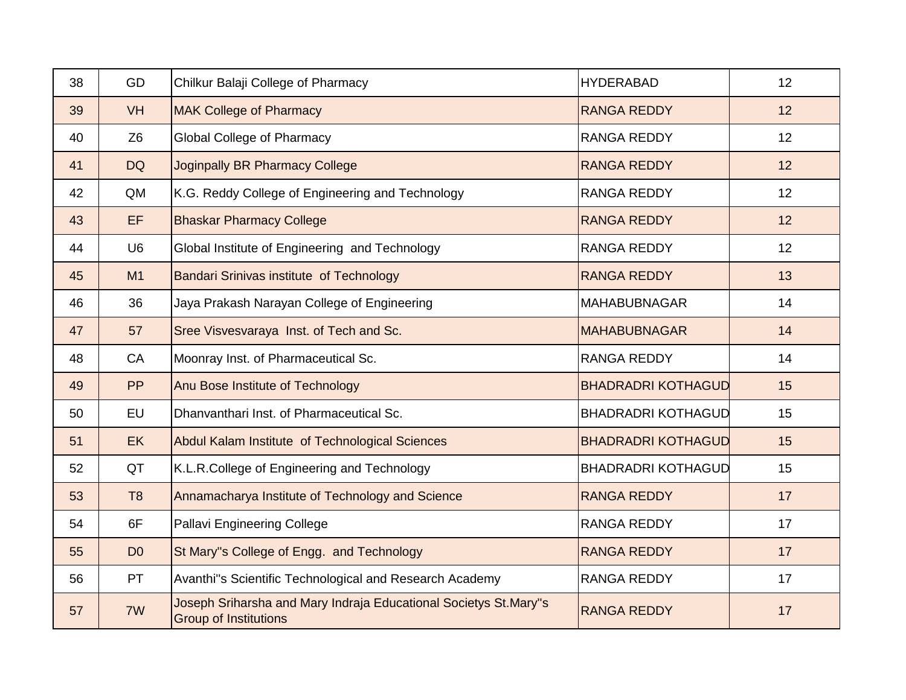| 38 | GD | Chilkur Balaji College of Pharmacy | HYDERABAD | 12 |
|---|---|---|---|---|
| 39 | VH | MAK College of Pharmacy | RANGA REDDY | 12 |
| 40 | Z6 | Global College of Pharmacy | RANGA REDDY | 12 |
| 41 | DQ | Joginpally BR Pharmacy College | RANGA REDDY | 12 |
| 42 | QM | K.G. Reddy College of Engineering and Technology | RANGA REDDY | 12 |
| 43 | EF | Bhaskar Pharmacy College | RANGA REDDY | 12 |
| 44 | U6 | Global Institute of Engineering  and Technology | RANGA REDDY | 12 |
| 45 | M1 | Bandari Srinivas institute  of Technology | RANGA REDDY | 13 |
| 46 | 36 | Jaya Prakash Narayan College of Engineering | MAHABUBNAGAR | 14 |
| 47 | 57 | Sree Visvesvaraya  Inst. of Tech and Sc. | MAHABUBNAGAR | 14 |
| 48 | CA | Moonray Inst. of Pharmaceutical Sc. | RANGA REDDY | 14 |
| 49 | PP | Anu Bose Institute of Technology | BHADRADRI KOTHAGUD | 15 |
| 50 | EU | Dhanvanthari Inst. of Pharmaceutical Sc. | BHADRADRI KOTHAGUD | 15 |
| 51 | EK | Abdul Kalam Institute  of Technological Sciences | BHADRADRI KOTHAGUD | 15 |
| 52 | QT | K.L.R.College of Engineering and Technology | BHADRADRI KOTHAGUD | 15 |
| 53 | T8 | Annamacharya Institute of Technology and Science | RANGA REDDY | 17 |
| 54 | 6F | Pallavi Engineering College | RANGA REDDY | 17 |
| 55 | D0 | St Mary''s College of Engg.  and Technology | RANGA REDDY | 17 |
| 56 | PT | Avanthi''s Scientific Technological and Research Academy | RANGA REDDY | 17 |
| 57 | 7W | Joseph Sriharsha and Mary Indraja Educational Societys St.Mary''s Group of Institutions | RANGA REDDY | 17 |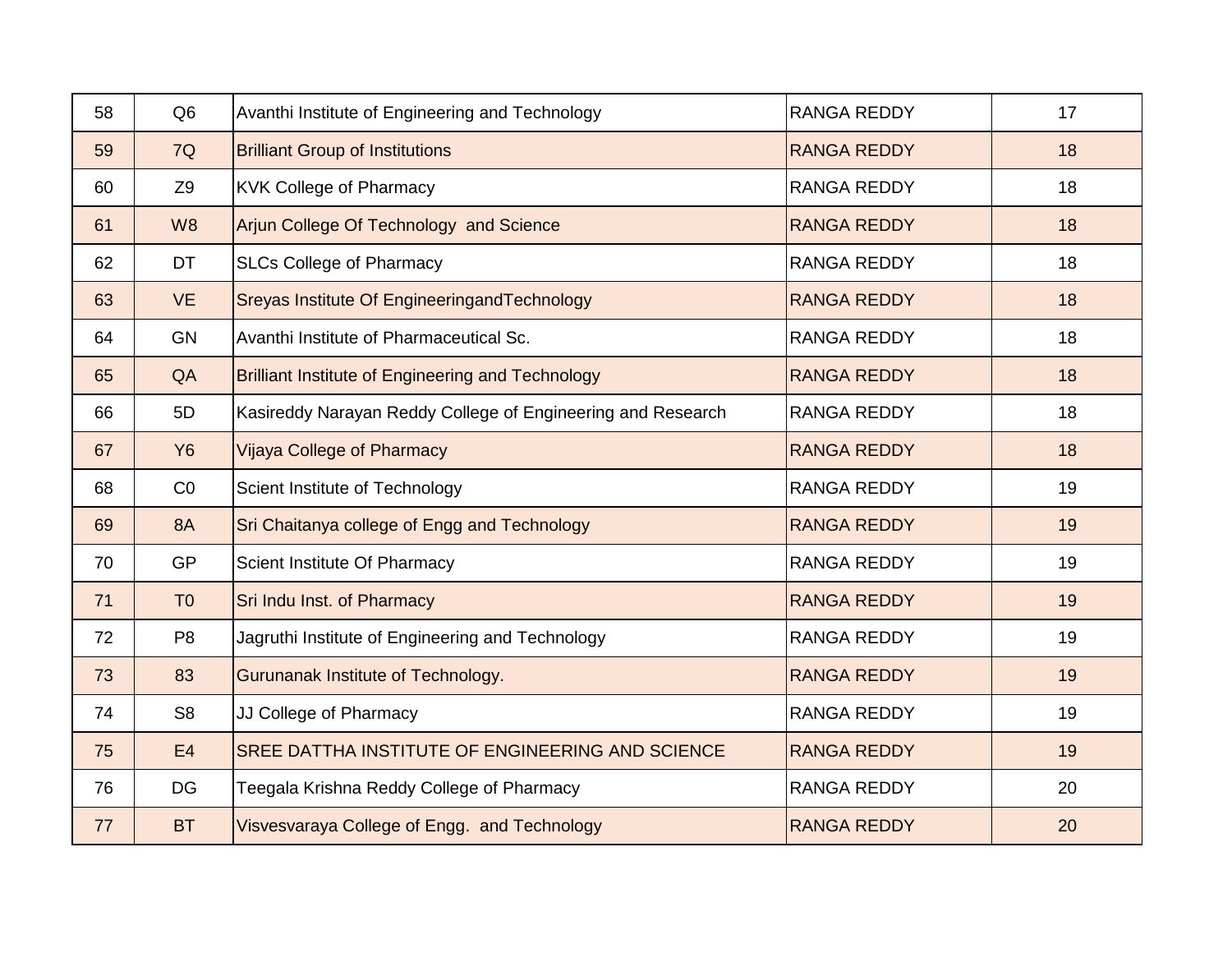| 58 | Q6 | Avanthi Institute of Engineering and Technology | RANGA REDDY | 17 |
|---|---|---|---|---|
| 59 | 7Q | Brilliant Group of Institutions | RANGA REDDY | 18 |
| 60 | Z9 | KVK College of Pharmacy | RANGA REDDY | 18 |
| 61 | W8 | Arjun College Of Technology  and Science | RANGA REDDY | 18 |
| 62 | DT | SLCs College of Pharmacy | RANGA REDDY | 18 |
| 63 | VE | Sreyas Institute Of EngineeringandTechnology | RANGA REDDY | 18 |
| 64 | GN | Avanthi Institute of Pharmaceutical Sc. | RANGA REDDY | 18 |
| 65 | QA | Brilliant Institute of Engineering and Technology | RANGA REDDY | 18 |
| 66 | 5D | Kasireddy Narayan Reddy College of Engineering and Research | RANGA REDDY | 18 |
| 67 | Y6 | Vijaya College of Pharmacy | RANGA REDDY | 18 |
| 68 | C0 | Scient Institute of Technology | RANGA REDDY | 19 |
| 69 | 8A | Sri Chaitanya college of Engg and Technology | RANGA REDDY | 19 |
| 70 | GP | Scient Institute Of Pharmacy | RANGA REDDY | 19 |
| 71 | T0 | Sri Indu Inst. of Pharmacy | RANGA REDDY | 19 |
| 72 | P8 | Jagruthi Institute of Engineering and Technology | RANGA REDDY | 19 |
| 73 | 83 | Gurunanak Institute of Technology. | RANGA REDDY | 19 |
| 74 | S8 | JJ College of Pharmacy | RANGA REDDY | 19 |
| 75 | E4 | SREE DATTHA INSTITUTE OF ENGINEERING AND SCIENCE | RANGA REDDY | 19 |
| 76 | DG | Teegala Krishna Reddy College of Pharmacy | RANGA REDDY | 20 |
| 77 | BT | Visvesvaraya College of Engg.  and Technology | RANGA REDDY | 20 |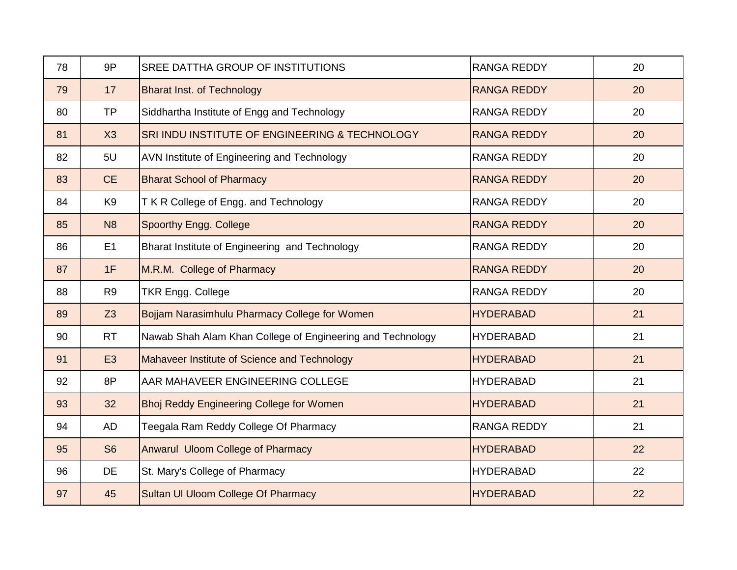| | | | | |
|---|---|---|---|---|
| 78 | 9P | SREE DATTHA GROUP OF INSTITUTIONS | RANGA REDDY | 20 |
| 79 | 17 | Bharat Inst. of Technology | RANGA REDDY | 20 |
| 80 | TP | Siddhartha Institute of Engg and Technology | RANGA REDDY | 20 |
| 81 | X3 | SRI INDU INSTITUTE OF ENGINEERING & TECHNOLOGY | RANGA REDDY | 20 |
| 82 | 5U | AVN Institute of Engineering and Technology | RANGA REDDY | 20 |
| 83 | CE | Bharat School of Pharmacy | RANGA REDDY | 20 |
| 84 | K9 | T K R College of Engg. and Technology | RANGA REDDY | 20 |
| 85 | N8 | Spoorthy Engg. College | RANGA REDDY | 20 |
| 86 | E1 | Bharat Institute of Engineering and Technology | RANGA REDDY | 20 |
| 87 | 1F | M.R.M. College of Pharmacy | RANGA REDDY | 20 |
| 88 | R9 | TKR Engg. College | RANGA REDDY | 20 |
| 89 | Z3 | Bojjam Narasimhulu Pharmacy College for Women | HYDERABAD | 21 |
| 90 | RT | Nawab Shah Alam Khan College of Engineering and Technology | HYDERABAD | 21 |
| 91 | E3 | Mahaveer Institute of Science and Technology | HYDERABAD | 21 |
| 92 | 8P | AAR MAHAVEER ENGINEERING COLLEGE | HYDERABAD | 21 |
| 93 | 32 | Bhoj Reddy Engineering College for Women | HYDERABAD | 21 |
| 94 | AD | Teegala Ram Reddy College Of Pharmacy | RANGA REDDY | 21 |
| 95 | S6 | Anwarul Uloom College of Pharmacy | HYDERABAD | 22 |
| 96 | DE | St. Mary's College of Pharmacy | HYDERABAD | 22 |
| 97 | 45 | Sultan Ul Uloom College Of Pharmacy | HYDERABAD | 22 |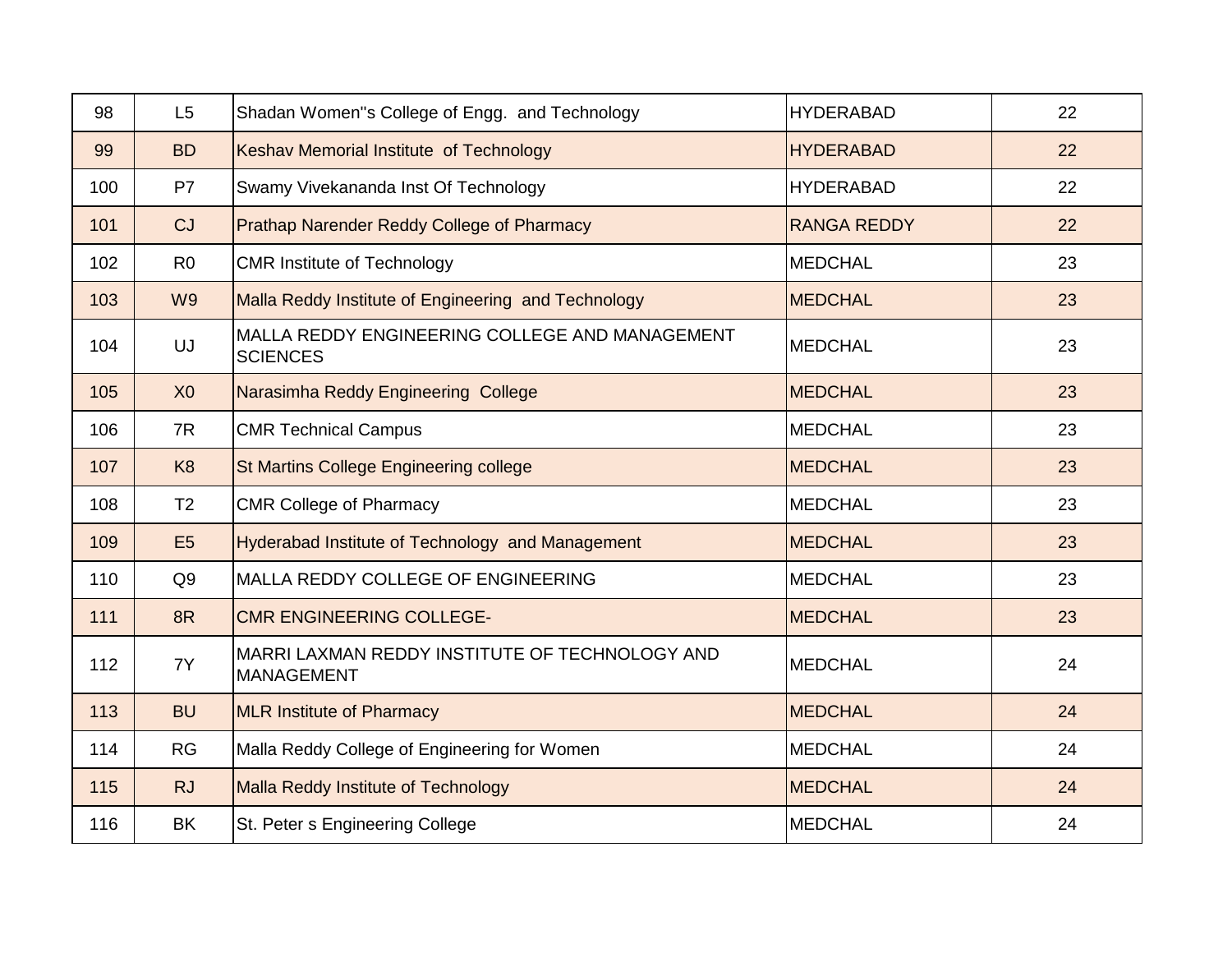| | | | | |
|---|---|---|---|---|
| 98 | L5 | Shadan Women''s College of Engg.  and Technology | HYDERABAD | 22 |
| 99 | BD | Keshav Memorial Institute  of Technology | HYDERABAD | 22 |
| 100 | P7 | Swamy Vivekananda Inst Of Technology | HYDERABAD | 22 |
| 101 | CJ | Prathap Narender Reddy College of Pharmacy | RANGA REDDY | 22 |
| 102 | R0 | CMR Institute of Technology | MEDCHAL | 23 |
| 103 | W9 | Malla Reddy Institute of Engineering  and Technology | MEDCHAL | 23 |
| 104 | UJ | MALLA REDDY ENGINEERING COLLEGE AND MANAGEMENT SCIENCES | MEDCHAL | 23 |
| 105 | X0 | Narasimha Reddy Engineering  College | MEDCHAL | 23 |
| 106 | 7R | CMR Technical Campus | MEDCHAL | 23 |
| 107 | K8 | St Martins College Engineering college | MEDCHAL | 23 |
| 108 | T2 | CMR College of Pharmacy | MEDCHAL | 23 |
| 109 | E5 | Hyderabad Institute of Technology  and Management | MEDCHAL | 23 |
| 110 | Q9 | MALLA REDDY COLLEGE OF ENGINEERING | MEDCHAL | 23 |
| 111 | 8R | CMR ENGINEERING COLLEGE- | MEDCHAL | 23 |
| 112 | 7Y | MARRI LAXMAN REDDY INSTITUTE OF TECHNOLOGY AND MANAGEMENT | MEDCHAL | 24 |
| 113 | BU | MLR Institute of Pharmacy | MEDCHAL | 24 |
| 114 | RG | Malla Reddy College of Engineering for Women | MEDCHAL | 24 |
| 115 | RJ | Malla Reddy Institute of Technology | MEDCHAL | 24 |
| 116 | BK | St. Peter s Engineering College | MEDCHAL | 24 |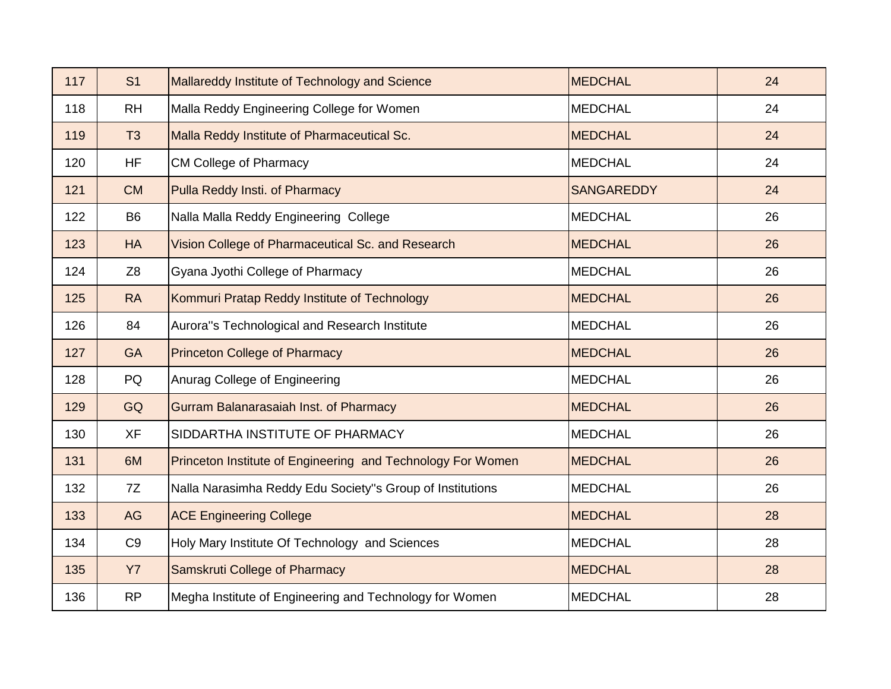| | | | | |
|---|---|---|---|---|
| 117 | S1 | Mallareddy Institute of Technology and Science | MEDCHAL | 24 |
| 118 | RH | Malla Reddy Engineering College for Women | MEDCHAL | 24 |
| 119 | T3 | Malla Reddy Institute of Pharmaceutical Sc. | MEDCHAL | 24 |
| 120 | HF | CM College of Pharmacy | MEDCHAL | 24 |
| 121 | CM | Pulla Reddy Insti. of Pharmacy | SANGAREDDY | 24 |
| 122 | B6 | Nalla Malla Reddy Engineering College | MEDCHAL | 26 |
| 123 | HA | Vision College of Pharmaceutical Sc. and Research | MEDCHAL | 26 |
| 124 | Z8 | Gyana Jyothi College of Pharmacy | MEDCHAL | 26 |
| 125 | RA | Kommuri Pratap Reddy Institute of Technology | MEDCHAL | 26 |
| 126 | 84 | Aurora''s Technological and Research Institute | MEDCHAL | 26 |
| 127 | GA | Princeton College of Pharmacy | MEDCHAL | 26 |
| 128 | PQ | Anurag College of Engineering | MEDCHAL | 26 |
| 129 | GQ | Gurram Balanarasaiah Inst. of Pharmacy | MEDCHAL | 26 |
| 130 | XF | SIDDARTHA INSTITUTE OF PHARMACY | MEDCHAL | 26 |
| 131 | 6M | Princeton Institute of Engineering and Technology For Women | MEDCHAL | 26 |
| 132 | 7Z | Nalla Narasimha Reddy Edu Society''s Group of Institutions | MEDCHAL | 26 |
| 133 | AG | ACE Engineering College | MEDCHAL | 28 |
| 134 | C9 | Holy Mary Institute Of Technology and Sciences | MEDCHAL | 28 |
| 135 | Y7 | Samskruti College of Pharmacy | MEDCHAL | 28 |
| 136 | RP | Megha Institute of Engineering and Technology for Women | MEDCHAL | 28 |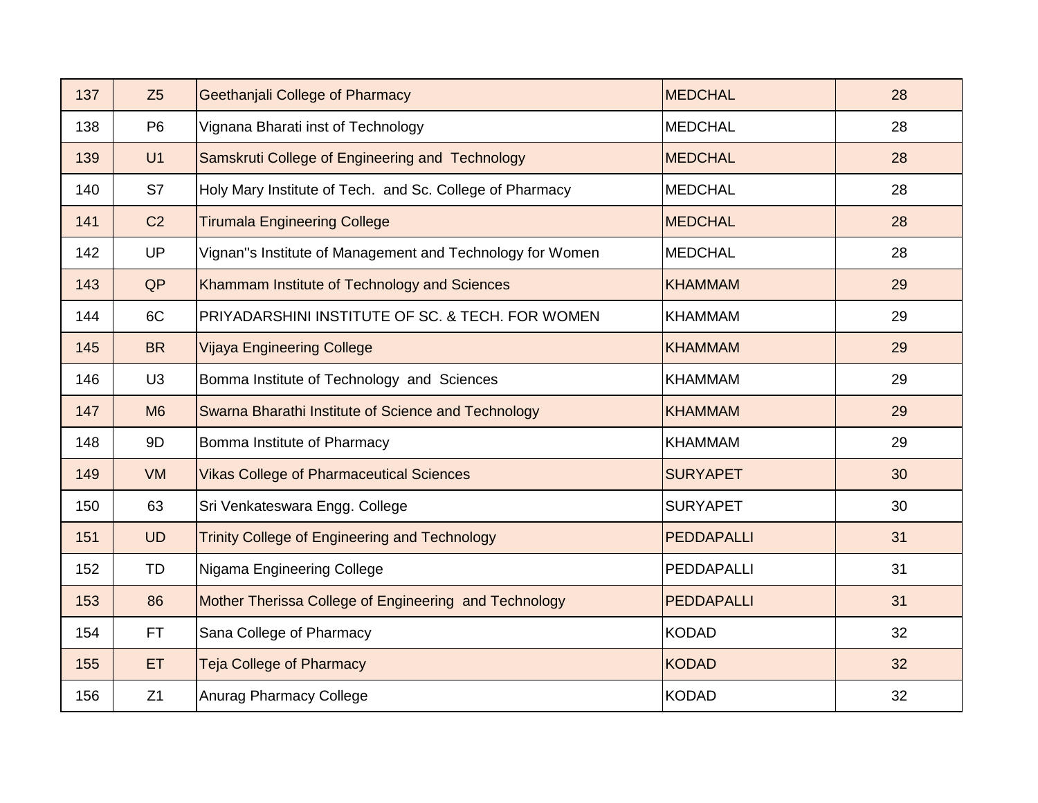| | | | | |
|---|---|---|---|---|
| 137 | Z5 | Geethanjali College of Pharmacy | MEDCHAL | 28 |
| 138 | P6 | Vignana Bharati inst of Technology | MEDCHAL | 28 |
| 139 | U1 | Samskruti College of Engineering and  Technology | MEDCHAL | 28 |
| 140 | S7 | Holy Mary Institute of Tech.  and Sc. College of Pharmacy | MEDCHAL | 28 |
| 141 | C2 | Tirumala Engineering College | MEDCHAL | 28 |
| 142 | UP | Vignan''s Institute of Management and Technology for Women | MEDCHAL | 28 |
| 143 | QP | Khammam Institute of Technology and Sciences | KHAMMAM | 29 |
| 144 | 6C | PRIYADARSHINI INSTITUTE OF SC. & TECH. FOR WOMEN | KHAMMAM | 29 |
| 145 | BR | Vijaya Engineering College | KHAMMAM | 29 |
| 146 | U3 | Bomma Institute of Technology  and  Sciences | KHAMMAM | 29 |
| 147 | M6 | Swarna Bharathi Institute of Science and Technology | KHAMMAM | 29 |
| 148 | 9D | Bomma Institute of Pharmacy | KHAMMAM | 29 |
| 149 | VM | Vikas College of Pharmaceutical Sciences | SURYAPET | 30 |
| 150 | 63 | Sri Venkateswara Engg. College | SURYAPET | 30 |
| 151 | UD | Trinity College of Engineering and Technology | PEDDAPALLI | 31 |
| 152 | TD | Nigama Engineering College | PEDDAPALLI | 31 |
| 153 | 86 | Mother Therissa College of Engineering  and Technology | PEDDAPALLI | 31 |
| 154 | FT | Sana College of Pharmacy | KODAD | 32 |
| 155 | ET | Teja College of Pharmacy | KODAD | 32 |
| 156 | Z1 | Anurag Pharmacy College | KODAD | 32 |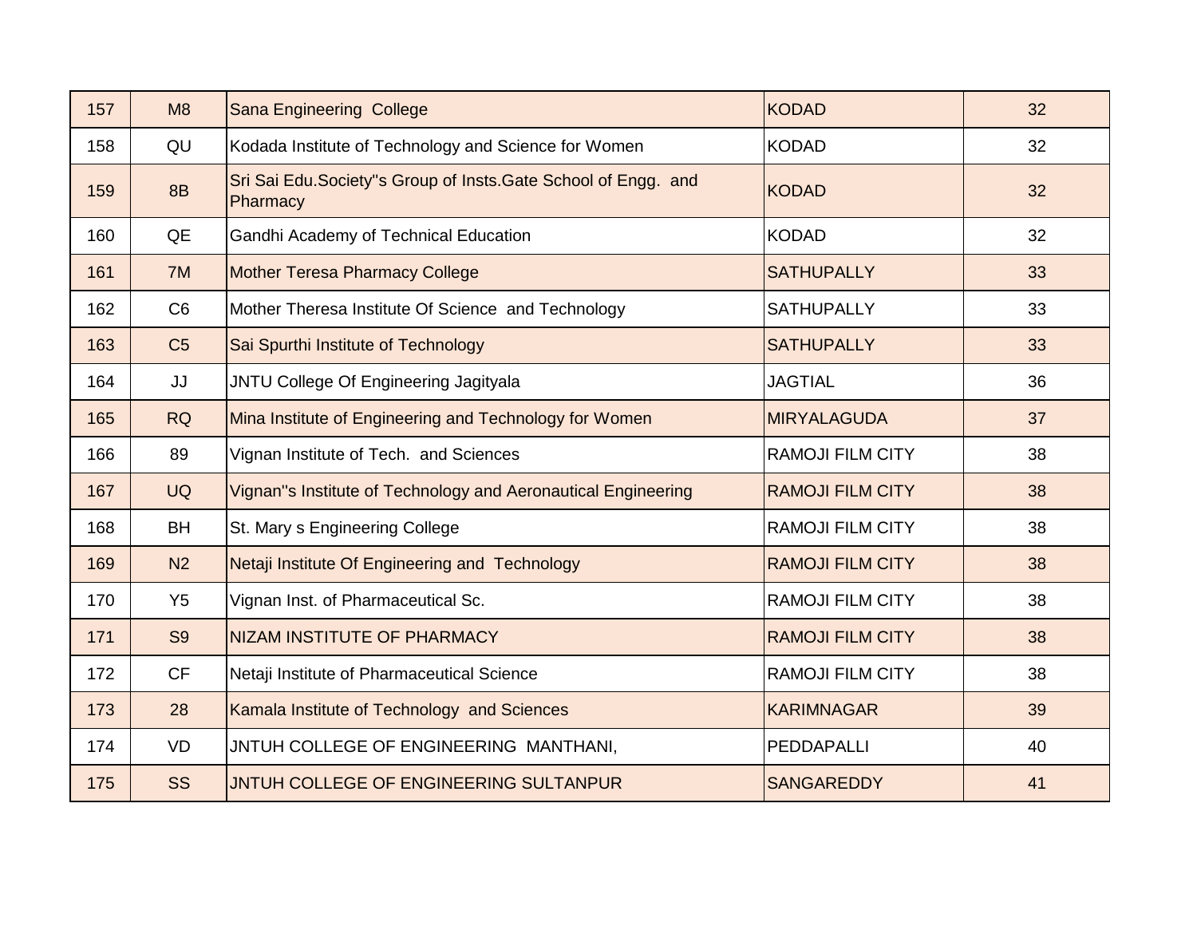| 157 | M8 | Sana Engineering  College | KODAD | 32 |
|---|---|---|---|---|
| 158 | QU | Kodada Institute of Technology and Science for Women | KODAD | 32 |
| 159 | 8B | Sri Sai Edu.Society''s Group of Insts.Gate School of Engg.  and Pharmacy | KODAD | 32 |
| 160 | QE | Gandhi Academy of Technical Education | KODAD | 32 |
| 161 | 7M | Mother Teresa Pharmacy College | SATHUPALLY | 33 |
| 162 | C6 | Mother Theresa Institute Of Science  and Technology | SATHUPALLY | 33 |
| 163 | C5 | Sai Spurthi Institute of Technology | SATHUPALLY | 33 |
| 164 | JJ | JNTU College Of Engineering Jagityala | JAGTIAL | 36 |
| 165 | RQ | Mina Institute of Engineering and Technology for Women | MIRYALAGUDA | 37 |
| 166 | 89 | Vignan Institute of Tech.  and Sciences | RAMOJI FILM CITY | 38 |
| 167 | UQ | Vignan''s Institute of Technology and Aeronautical Engineering | RAMOJI FILM CITY | 38 |
| 168 | BH | St. Mary s Engineering College | RAMOJI FILM CITY | 38 |
| 169 | N2 | Netaji Institute Of Engineering and  Technology | RAMOJI FILM CITY | 38 |
| 170 | Y5 | Vignan Inst. of Pharmaceutical Sc. | RAMOJI FILM CITY | 38 |
| 171 | S9 | NIZAM INSTITUTE OF PHARMACY | RAMOJI FILM CITY | 38 |
| 172 | CF | Netaji Institute of Pharmaceutical Science | RAMOJI FILM CITY | 38 |
| 173 | 28 | Kamala Institute of Technology  and Sciences | KARIMNAGAR | 39 |
| 174 | VD | JNTUH COLLEGE OF ENGINEERING  MANTHANI, | PEDDAPALLI | 40 |
| 175 | SS | JNTUH COLLEGE OF ENGINEERING SULTANPUR | SANGAREDDY | 41 |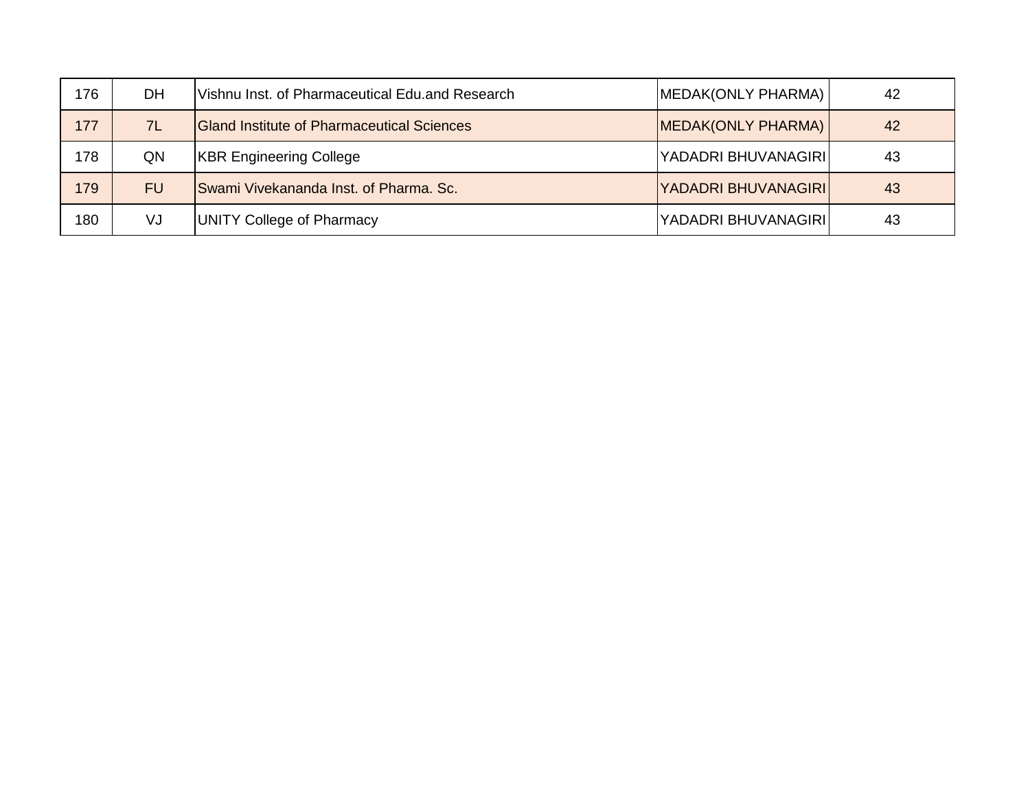| | | | | |
|---|---|---|---|---|
| 176 | DH | Vishnu Inst. of Pharmaceutical Edu.and Research | MEDAK(ONLY PHARMA) | 42 |
| 177 | 7L | Gland Institute of Pharmaceutical Sciences | MEDAK(ONLY PHARMA) | 42 |
| 178 | QN | KBR Engineering College | YADADRI BHUVANAGIRI | 43 |
| 179 | FU | Swami Vivekananda Inst. of Pharma. Sc. | YADADRI BHUVANAGIRI | 43 |
| 180 | VJ | UNITY College of Pharmacy | YADADRI BHUVANAGIRI | 43 |